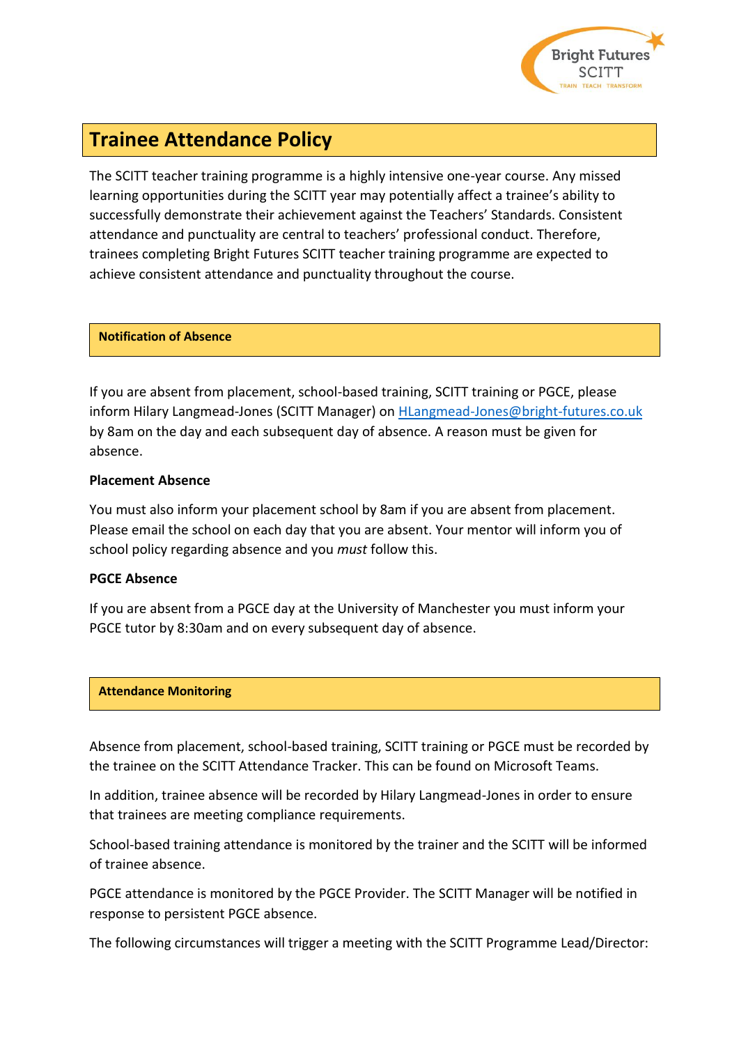# Trainee Attendance Policy

The SCITT teacher training programme is a highly intensive one-year course. Any missed learning opportunities during the SCITT year may potentially affect a trainee's ability to successfully demonstrate their achievement against the Teachers' Standards. Consistent attendance and punctuality are central to teachers' professional conduct. Therefore, trainees completing Bright Futures SCITT teacher training programme are expected to achieve consistent attendance and punctuality throughout the course.

## Notification of Absence

If you are absent from placement, school-based training, SCITT training or PGCE, please inform Hilary Langmead-Jones (SCITT Manager) on HLangmead-Jones@bright-futures.co.uk by 8am on the day and each subsequent day of absence. A reason must be given for absence.

### Placement Absence

You must also inform your placement school by 8am if you are absent from placement. Please email the school on each day that you are absent. Your mentor will inform you of school policy regarding absence and you *must* follow this.

### PGCE Absence

If you are absent from a PGCE day at the University of Manchester you must inform your PGCE tutor by 8:30am and on every subsequent day of absence.

## Attendance Monitoring

Absence from placement, school-based training, SCITT training or PGCE must be recorded by the trainee on the SCITT Attendance Tracker. This can be found on Microsoft Teams.

In addition, trainee absence will be recorded by Hilary Langmead-Jones in order to ensure that trainees are meeting compliance requirements.

School-based training attendance is monitored by the trainer and the SCITT will be informed of trainee absence.

PGCE attendance is monitored by the PGCE Provider. The SCITT Manager will be notified in response to persistent PGCE absence.

The following circumstances will trigger a meeting with the SCITT Programme Lead/Director: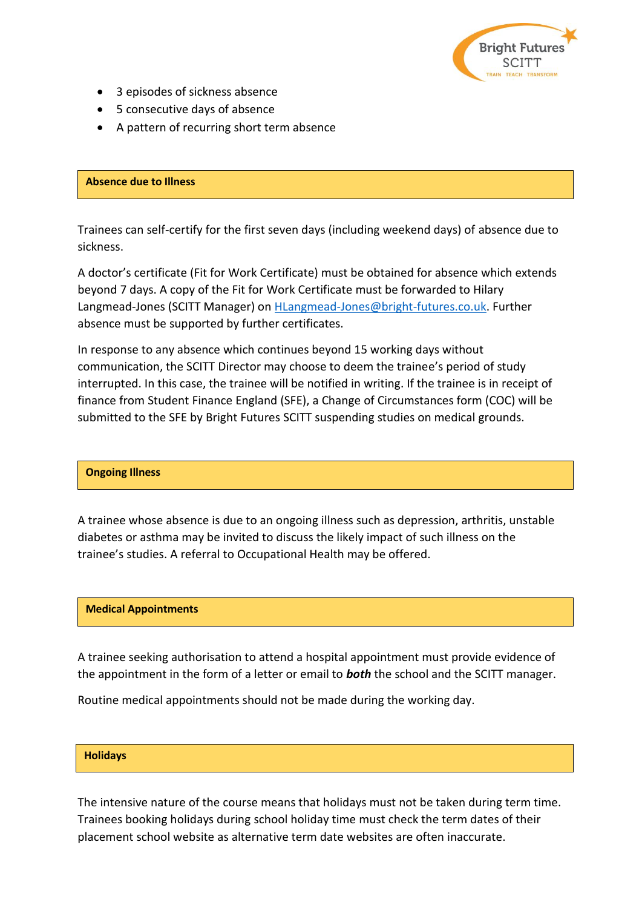- 3 episodes of sickness absence
- 5 consecutive days of absence
- A pattern of recurring short term absence

## Absence due to Illness

Trainees can self-certify for the first seven days (including weekend days) of absence due to sickness.

A doctor's certificate (Fit for Work Certificate) must be obtained for absence which extends beyond 7 days. A copy of the Fit for Work Certificate must be forwarded to Hilary Langmead-Jones (SCITT Manager) on HLangmead-Jones@bright-futures.co.uk. Further absence must be supported by further certificates.

In response to any absence which continues beyond 15 working days without communication, the SCITT Director may choose to deem the trainee's period of study interrupted. In this case, the trainee will be notified in writing. If the trainee is in receipt of finance from Student Finance England (SFE), a Change of Circumstances form (COC) will be submitted to the SFE by Bright Futures SCITT suspending studies on medical grounds.

## Ongoing Illness

A trainee whose absence is due to an ongoing illness such as depression, arthritis, unstable diabetes or asthma may be invited to discuss the likely impact of such illness on the trainee's studies. A referral to Occupational Health may be offered.

## Medical Appointments

A trainee seeking authorisation to attend a hospital appointment must provide evidence of the appointment in the form of a letter or email to ***both*** the school and the SCITT manager.

Routine medical appointments should not be made during the working day.

## Holidays

The intensive nature of the course means that holidays must not be taken during term time. Trainees booking holidays during school holiday time must check the term dates of their placement school website as alternative term date websites are often inaccurate.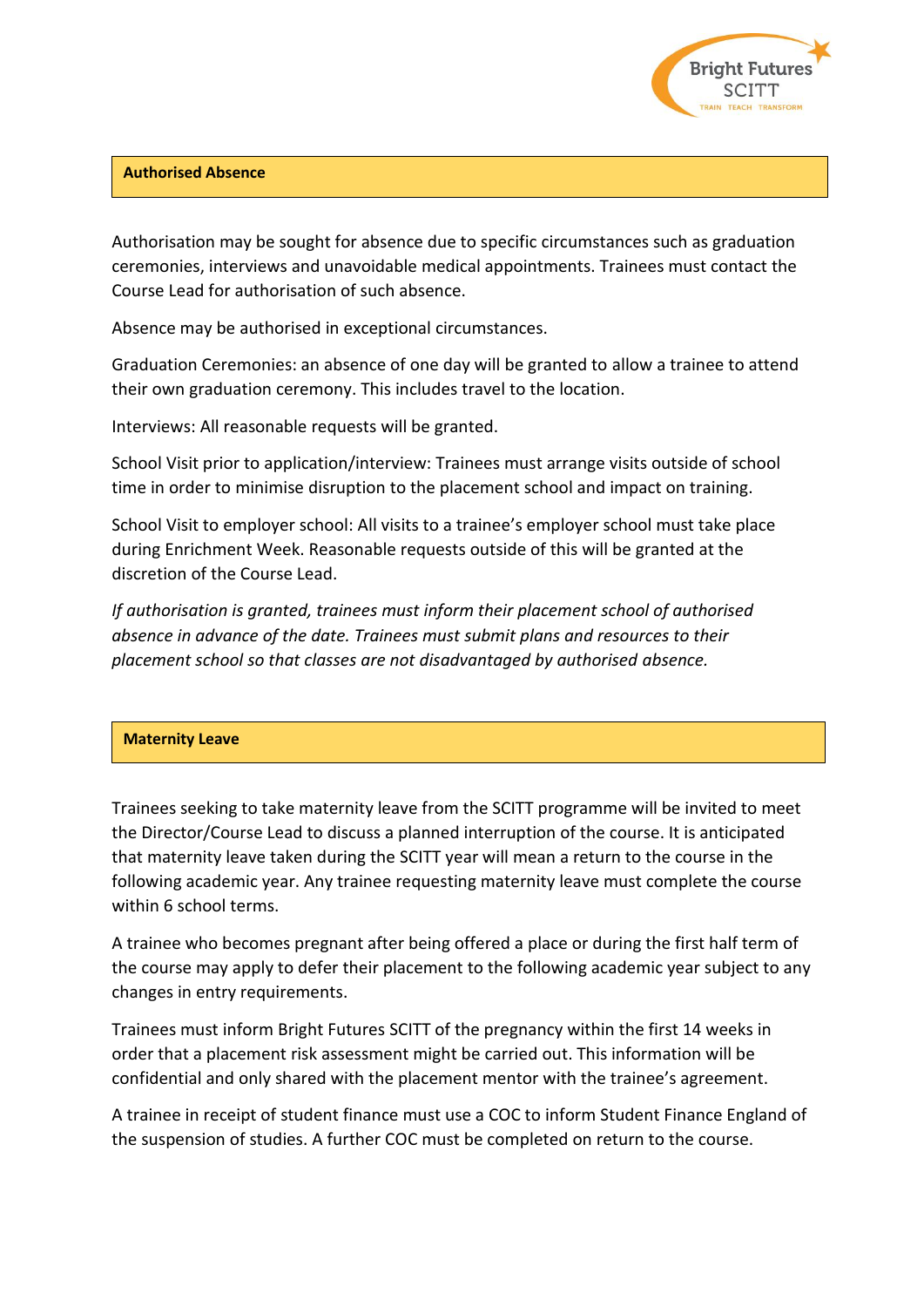## Authorised Absence

Authorisation may be sought for absence due to specific circumstances such as graduation ceremonies, interviews and unavoidable medical appointments. Trainees must contact the Course Lead for authorisation of such absence.

Absence may be authorised in exceptional circumstances.

Graduation Ceremonies: an absence of one day will be granted to allow a trainee to attend their own graduation ceremony. This includes travel to the location.

Interviews: All reasonable requests will be granted.

School Visit prior to application/interview: Trainees must arrange visits outside of school time in order to minimise disruption to the placement school and impact on training.

School Visit to employer school: All visits to a trainee's employer school must take place during Enrichment Week. Reasonable requests outside of this will be granted at the discretion of the Course Lead.

*If authorisation is granted, trainees must inform their placement school of authorised absence in advance of the date. Trainees must submit plans and resources to their placement school so that classes are not disadvantaged by authorised absence.*

## Maternity Leave

Trainees seeking to take maternity leave from the SCITT programme will be invited to meet the Director/Course Lead to discuss a planned interruption of the course. It is anticipated that maternity leave taken during the SCITT year will mean a return to the course in the following academic year. Any trainee requesting maternity leave must complete the course within 6 school terms.

A trainee who becomes pregnant after being offered a place or during the first half term of the course may apply to defer their placement to the following academic year subject to any changes in entry requirements.

Trainees must inform Bright Futures SCITT of the pregnancy within the first 14 weeks in order that a placement risk assessment might be carried out. This information will be confidential and only shared with the placement mentor with the trainee's agreement.

A trainee in receipt of student finance must use a COC to inform Student Finance England of the suspension of studies. A further COC must be completed on return to the course.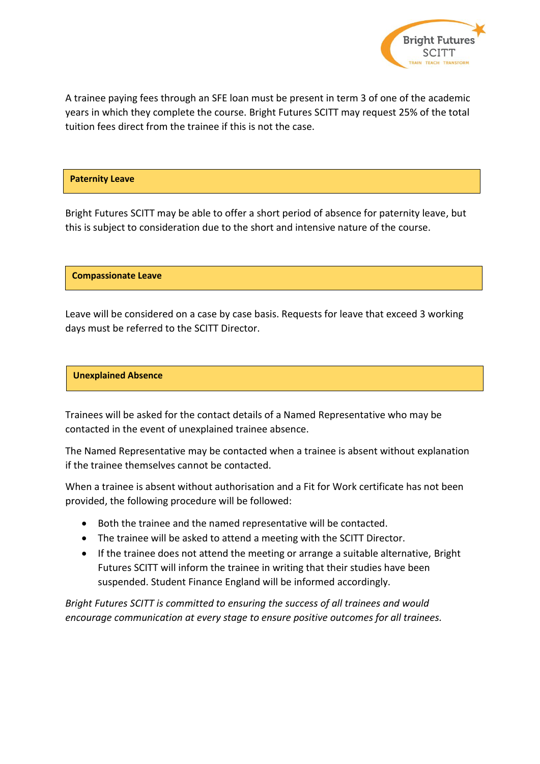A trainee paying fees through an SFE loan must be present in term 3 of one of the academic years in which they complete the course. Bright Futures SCITT may request 25% of the total tuition fees direct from the trainee if this is not the case.

## Paternity Leave

Bright Futures SCITT may be able to offer a short period of absence for paternity leave, but this is subject to consideration due to the short and intensive nature of the course.

## Compassionate Leave

Leave will be considered on a case by case basis. Requests for leave that exceed 3 working days must be referred to the SCITT Director.

## Unexplained Absence

Trainees will be asked for the contact details of a Named Representative who may be contacted in the event of unexplained trainee absence.

The Named Representative may be contacted when a trainee is absent without explanation if the trainee themselves cannot be contacted.

When a trainee is absent without authorisation and a Fit for Work certificate has not been provided, the following procedure will be followed:

- Both the trainee and the named representative will be contacted.
- The trainee will be asked to attend a meeting with the SCITT Director.
- If the trainee does not attend the meeting or arrange a suitable alternative, Bright Futures SCITT will inform the trainee in writing that their studies have been suspended. Student Finance England will be informed accordingly.

*Bright Futures SCITT is committed to ensuring the success of all trainees and would encourage communication at every stage to ensure positive outcomes for all trainees.*